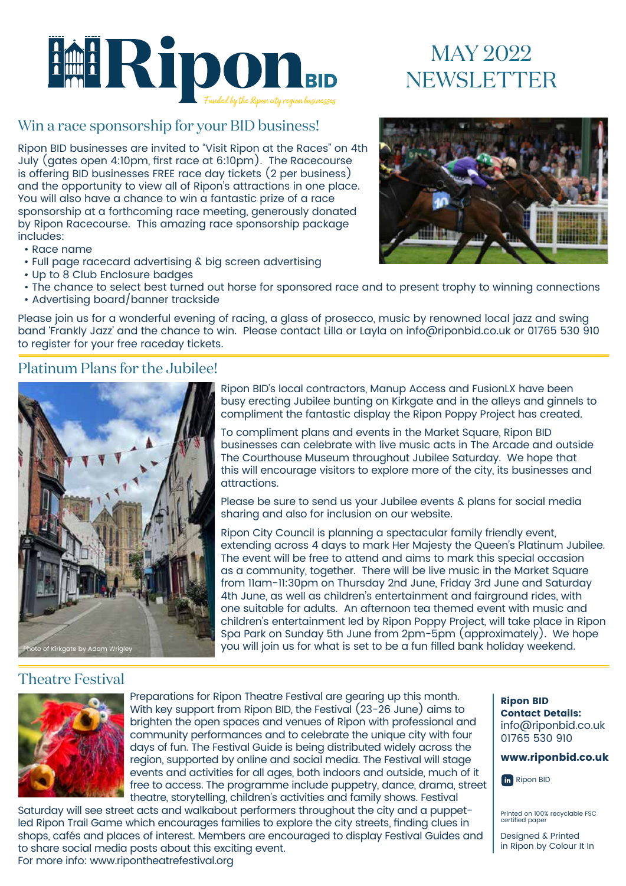# Ripon BID

*Funded by the Ripon city region businesses*

# MAY 2022 NEWSLETTER

## Win a race sponsorship for your BID business!

Ripon BID businesses are invited to "Visit Ripon at the Races" on 4th July (gates open 4:10pm, first race at 6:10pm). The Racecourse is offering BID businesses FREE race day tickets (2 per business) and the opportunity to view all of Ripon's attractions in one place. You will also have a chance to win a fantastic prize of a race sponsorship at a forthcoming race meeting, generously donated by Ripon Racecourse. This amazing race sponsorship package includes:

- Race name
- Full page racecard advertising & big screen advertising
- Up to 8 Club Enclosure badges
- The chance to select best turned out horse for sponsored race and to present trophy to winning connections
- Advertising board/banner trackside

Please join us for a wonderful evening of racing, a glass of prosecco, music by renowned local jazz and swing band 'Frankly Jazz' and the chance to win. Please contact Lilla or Layla on info@riponbid.co.uk or 01765 530 910 to register for your free raceday tickets.

## Platinum Plans for the Jubilee!

Photo of Kirkgate by Adam Wrigley

Ripon BID's local contractors, Manup Access and FusionLX have been busy erecting Jubilee bunting on Kirkgate and in the alleys and ginnels to compliment the fantastic display the Ripon Poppy Project has created.

To compliment plans and events in the Market Square, Ripon BID businesses can celebrate with live music acts in The Arcade and outside The Courthouse Museum throughout Jubilee Saturday. We hope that this will encourage visitors to explore more of the city, its businesses and attractions.

Please be sure to send us your Jubilee events & plans for social media sharing and also for inclusion on our website.

Ripon City Council is planning a spectacular family friendly event, extending across 4 days to mark Her Majesty the Queen's Platinum Jubilee. The event will be free to attend and aims to mark this special occasion as a community, together. There will be live music in the Market Square from 11am-11:30pm on Thursday 2nd June, Friday 3rd June and Saturday 4th June, as well as children's entertainment and fairground rides, with one suitable for adults. An afternoon tea themed event with music and children's entertainment led by Ripon Poppy Project, will take place in Ripon Spa Park on Sunday 5th June from 2pm-5pm (approximately). We hope you will join us for what is set to be a fun filled bank holiday weekend.

## Theatre Festival

Preparations for Ripon Theatre Festival are gearing up this month. With key support from Ripon BID, the Festival (23-26 June) aims to brighten the open spaces and venues of Ripon with professional and community performances and to celebrate the unique city with four days of fun. The Festival Guide is being distributed widely across the region, supported by online and social media. The Festival will stage events and activities for all ages, both indoors and outside, much of it free to access. The programme include puppetry, dance, drama, street theatre, storytelling, children's activities and family shows. Festival Saturday will see street acts and walkabout performers throughout the city and a puppet-led Ripon Trail Game which encourages families to explore the city streets, finding clues in shops, cafés and places of interest. Members are encouraged to display Festival Guides and to share social media posts about this exciting event.
For more info: www.ripontheatrefestival.org

**Ripon BID Contact Details:**
info@riponbid.co.uk
01765 530 910

**www.riponbid.co.uk**

Ripon BID

Printed on 100% recyclable FSC certified paper

Designed & Printed in Ripon by Colour It In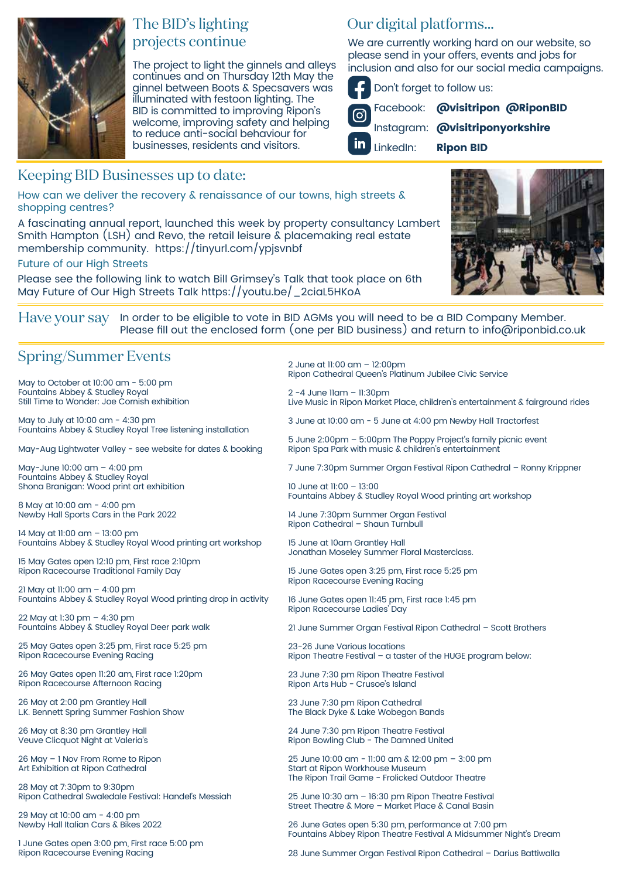## The BID's lighting projects continue

The project to light the ginnels and alleys continues and on Thursday 12th May the ginnel between Boots & Specsavers was illuminated with festoon lighting. The BID is committed to improving Ripon's welcome, improving safety and helping to reduce anti-social behaviour for businesses, residents and visitors.

## Our digital platforms...

We are currently working hard on our website, so please send in your offers, events and jobs for inclusion and also for our social media campaigns.

Don't forget to follow us:

Facebook: **@visitripon @RiponBID**

Instagram: **@visitriponyorkshire**

LinkedIn: **Ripon BID**

## Keeping BID Businesses up to date:

How can we deliver the recovery & renaissance of our towns, high streets & shopping centres?

A fascinating annual report, launched this week by property consultancy Lambert Smith Hampton (LSH) and Revo, the retail leisure & placemaking real estate membership community. https://tinyurl.com/ypjsvnbf

Future of our High Streets

Please see the following link to watch Bill Grimsey's Talk that took place on 6th May Future of Our High Streets Talk https://youtu.be/_2ciaL5HKoA

## Have your say

In order to be eligible to vote in BID AGMs you will need to be a BID Company Member. Please fill out the enclosed form (one per BID business) and return to info@riponbid.co.uk

## Spring/Summer Events

May to October at 10:00 am - 5:00 pm
Fountains Abbey & Studley Royal
Still Time to Wonder: Joe Cornish exhibition

May to July at 10:00 am - 4:30 pm
Fountains Abbey & Studley Royal Tree listening installation

May-Aug Lightwater Valley - see website for dates & booking

May-June 10:00 am – 4:00 pm
Fountains Abbey & Studley Royal
Shona Branigan: Wood print art exhibition

8 May at 10:00 am - 4:00 pm
Newby Hall Sports Cars in the Park 2022

14 May at 11:00 am – 13:00 pm
Fountains Abbey & Studley Royal Wood printing art workshop

15 May Gates open 12:10 pm, First race 2:10pm
Ripon Racecourse Traditional Family Day

21 May at 11:00 am – 4:00 pm
Fountains Abbey & Studley Royal Wood printing drop in activity

22 May at 1:30 pm – 4:30 pm
Fountains Abbey & Studley Royal Deer park walk

25 May Gates open 3:25 pm, First race 5:25 pm
Ripon Racecourse Evening Racing

26 May Gates open 11:20 am, First race 1:20pm
Ripon Racecourse Afternoon Racing

26 May at 2:00 pm Grantley Hall
L.K. Bennett Spring Summer Fashion Show

26 May at 8:30 pm Grantley Hall
Veuve Clicquot Night at Valeria's

26 May – 1 Nov From Rome to Ripon
Art Exhibition at Ripon Cathedral

28 May at 7:30pm to 9:30pm
Ripon Cathedral Swaledale Festival: Handel's Messiah

29 May at 10:00 am - 4:00 pm
Newby Hall Italian Cars & Bikes 2022

1 June Gates open 3:00 pm, First race 5:00 pm
Ripon Racecourse Evening Racing

2 June at 11:00 am – 12:00pm
Ripon Cathedral Queen's Platinum Jubilee Civic Service

2 -4 June 11am – 11:30pm
Live Music in Ripon Market Place, children's entertainment & fairground rides

3 June at 10:00 am - 5 June at 4:00 pm Newby Hall Tractorfest

5 June 2:00pm – 5:00pm The Poppy Project's family picnic event
Ripon Spa Park with music & children's entertainment

7 June 7:30pm Summer Organ Festival Ripon Cathedral – Ronny Krippner

10 June at 11:00 – 13:00
Fountains Abbey & Studley Royal Wood printing art workshop

14 June 7:30pm Summer Organ Festival
Ripon Cathedral – Shaun Turnbull

15 June at 10am Grantley Hall
Jonathan Moseley Summer Floral Masterclass.

15 June Gates open 3:25 pm, First race 5:25 pm
Ripon Racecourse Evening Racing

16 June Gates open 11:45 pm, First race 1:45 pm
Ripon Racecourse Ladies' Day

21 June Summer Organ Festival Ripon Cathedral – Scott Brothers

23-26 June Various locations
Ripon Theatre Festival – a taster of the HUGE program below:

23 June 7:30 pm Ripon Theatre Festival
Ripon Arts Hub - Crusoe's Island

23 June 7:30 pm Ripon Cathedral
The Black Dyke & Lake Wobegon Bands

24 June 7:30 pm Ripon Theatre Festival
Ripon Bowling Club - The Damned United

25 June 10:00 am - 11:00 am & 12:00 pm – 3:00 pm
Start at Ripon Workhouse Museum
The Ripon Trail Game - Frolicked Outdoor Theatre

25 June 10:30 am – 16:30 pm Ripon Theatre Festival
Street Theatre & More – Market Place & Canal Basin

26 June Gates open 5:30 pm, performance at 7:00 pm
Fountains Abbey Ripon Theatre Festival A Midsummer Night's Dream

28 June Summer Organ Festival Ripon Cathedral – Darius Battiwalla